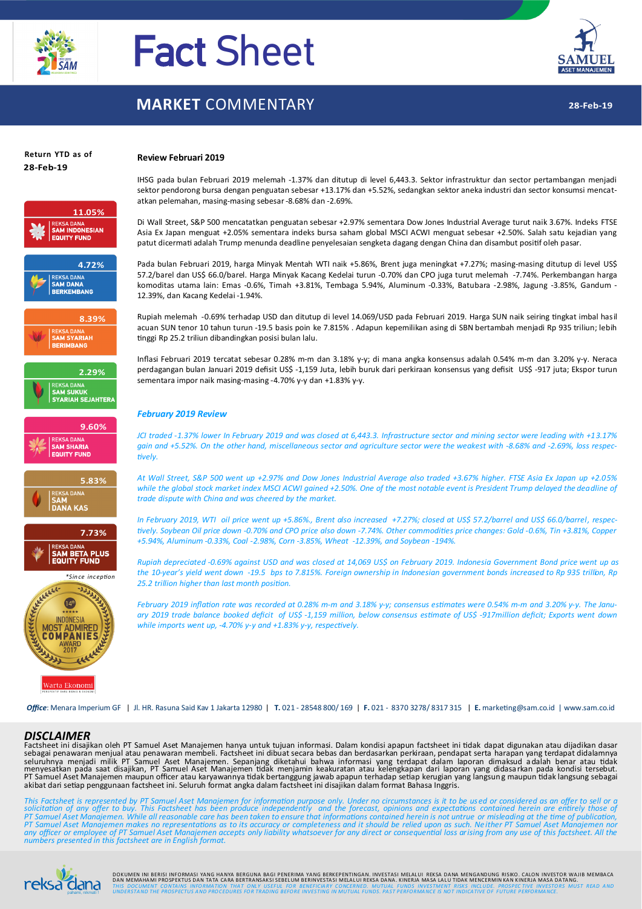# Fact Sheet

## MARKET COMMENTARY

28-Feb-19

**Return YTD as of 28-Feb-19**

| Return | Fund |
|---|---|
| 11.05% | REKSA DANA SAM INDONESIAN EQUITY FUND |
| 4.72% | REKSA DANA SAM DANA BERKEMBANG |
| 8.39% | REKSA DANA SAM SYARIAH BERIMBANG |
| 2.29% | REKSA DANA SAM SUKUK SYARIAH SEJAHTERA |
| 9.60% | REKSA DANA SAM SHARIA EQUITY FUND |
| 5.83% | REKSA DANA SAM DANA KAS |
| 7.73% | REKSA DANA SAM BETA PLUS EQUITY FUND |

*Since inception

14th INDONESIA MOST ADMIRED COMPANIES AWARD 2017

Warta Ekonomi

### Review Februari 2019

IHSG pada bulan Februari 2019 melemah -1.37% dan ditutup di level 6,443.3. Sektor infrastruktur dan sector pertambangan menjadi sektor pendorong bursa dengan penguatan sebesar +13.17% dan +5.52%, sedangkan sektor aneka industri dan sector konsumsi mencatatkan pelemahan, masing-masing sebesar -8.68% dan -2.69%.

Di Wall Street, S&P 500 mencatatkan penguatan sebesar +2.97% sementara Dow Jones Industrial Average turut naik 3.67%. Indeks FTSE Asia Ex Japan menguat +2.05% sementara indeks bursa saham global MSCI ACWI menguat sebesar +2.50%. Salah satu kejadian yang patut dicermati adalah Trump menunda deadline penyelesaian sengketa dagang dengan China dan disambut positif oleh pasar.

Pada bulan Februari 2019, harga Minyak Mentah WTI naik +5.86%, Brent juga meningkat +7.27%; masing-masing ditutup di level US$ 57.2/barel dan US$ 66.0/barel. Harga Minyak Kacang Kedelai turun -0.70% dan CPO juga turut melemah -7.74%. Perkembangan harga komoditas utama lain: Emas -0.6%, Timah +3.81%, Tembaga 5.94%, Aluminum -0.33%, Batubara -2.98%, Jagung -3.85%, Gandum -12.39%, dan Kacang Kedelai -1.94%.

Rupiah melemah -0.69% terhadap USD dan ditutup di level 14.069/USD pada Februari 2019. Harga SUN naik seiring tingkat imbal hasil acuan SUN tenor 10 tahun turun -19.5 basis poin ke 7.815% . Adapun kepemilikan asing di SBN bertambah menjadi Rp 935 triliun; lebih tinggi Rp 25.2 triliun dibandingkan posisi bulan lalu.

Inflasi Februari 2019 tercatat sebesar 0.28% m-m dan 3.18% y-y; di mana angka konsensus adalah 0.54% m-m dan 3.20% y-y. Neraca perdagangan bulan Januari 2019 defisit US$ -1,159 Juta, lebih buruk dari perkiraan konsensus yang defisit US$ -917 juta; Ekspor turun sementara impor naik masing-masing -4.70% y-y dan +1.83% y-y.

### *February 2019 Review*

*JCI traded -1.37% lower In February 2019 and was closed at 6,443.3. Infrastructure sector and mining sector were leading with +13.17% gain and +5.52%. On the other hand, miscellaneous sector and agriculture sector were the weakest with -8.68% and -2.69%, loss respectively.*

*At Wall Street, S&P 500 went up +2.97% and Dow Jones Industrial Average also traded +3.67% higher. FTSE Asia Ex Japan up +2.05% while the global stock market index MSCI ACWI gained +2.50%. One of the most notable event is President Trump delayed the deadline of trade dispute with China and was cheered by the market.*

*In February 2019, WTI oil price went up +5.86%., Brent also increased +7.27%; closed at US$ 57.2/barrel and US$ 66.0/barrel, respectively. Soybean Oil price down -0.70% and CPO price also down -7.74%. Other commodities price changes: Gold -0.6%, Tin +3.81%, Copper +5.94%, Aluminum -0.33%, Coal -2.98%, Corn -3.85%, Wheat -12.39%, and Soybean -194%.*

*Rupiah depreciated -0.69% against USD and was closed at 14,069 US$ on February 2019. Indonesia Government Bond price went up as the 10-year's yield went down -19.5 bps to 7.815%. Foreign ownership in Indonesian government bonds increased to Rp 935 trillion, Rp 25.2 trillion higher than last month position.*

*February 2019 inflation rate was recorded at 0.28% m-m and 3.18% y-y; consensus estimates were 0.54% m-m and 3.20% y-y. The January 2019 trade balance booked deficit of US$ -1,159 million, below consensus estimate of US$ -917million deficit; Exports went down while imports went up, -4.70% y-y and +1.83% y-y, respectively.*

***Office***: Menara Imperium GF | Jl. HR. Rasuna Said Kav 1 Jakarta 12980 | **T.** 021 - 28548 800/ 169 | **F.** 021 - 8370 3278/ 8317 315 | **E.** marketing@sam.co.id | www.sam.co.id

## DISCLAIMER

Factsheet ini disajikan oleh PT Samuel Aset Manajemen hanya untuk tujuan informasi. Dalam kondisi apapun factsheet ini tidak dapat digunakan atau dijadikan dasar sebagai penawaran menjual atau penawaran membeli. Factsheet ini dibuat secara bebas dan berdasarkan perkiraan, pendapat serta harapan yang terdapat didalamnya seluruhnya menjadi milik PT Samuel Aset Manajemen. Sepanjang diketahui bahwa informasi yang terdapat dalam laporan dimaksud adalah benar atau tidak menyesatkan pada saat disajikan, PT Samuel Aset Manajemen tidak menjamin keakuratan atau kelengkapan dari laporan yang didasarkan pada kondisi tersebut. PT Samuel Aset Manajemen maupun officer atau karyawannya tidak bertanggung jawab apapun terhadap setiap kerugian yang langsung maupun tidak langsung sebagai akibat dari setiap penggunaan factsheet ini. Seluruh format angka dalam factsheet ini disajikan dalam format Bahasa Inggris.

*This Factsheet is represented by PT Samuel Aset Manajemen for information purpose only. Under no circumstances is it to be used or considered as an offer to sell or a solicitation of any offer to buy. This Factsheet has been produce independently and the forecast, opinions and expectations contained herein are entirely those of PT Samuel Aset Manajemen. While all reasonable care has been taken to ensure that informations contained herein is not untrue or misleading at the time of publication, PT Samuel Aset Manajemen makes no representations as to its accuracy or completeness and it should be relied upon as such. Neither PT Samuel Aset Manajemen nor any officer or employee of PT Samuel Aset Manajemen accepts only liability whatsoever for any direct or consequential loss arising from any use of this factsheet. All the numbers presented in this factsheet are in English format.*

DOKUMEN INI BERISI INFORMASI YANG HANYA BERGUNA BAGI PENERIMA YANG BERKEPENTINGAN. INVESTASI MELALUI REKSA DANA MENGANDUNG RISIKO. CALON INVESTOR WAJIB MEMBACA DAN MEMAHAMI PROSPEKTUS DAN TATA CARA BERTRANSAKSI SEBELUM BERINVESTASI MELALUI REKSA DANA. KINERJA MASA LALU TIDAK MENCERMINKAN KINERJA MASA DATANG.
*THIS DOCUMENT CONTAINS INFORMATION THAT ONLY USEFUL FOR BENEFICIARY CONCERNED. MUTUAL FUNDS INVESTMENT RISKS INCLUDE. PROSPECTIVE INVESTORS MUST READ AND UNDERSTAND THE PROSPECTUS AND PROCEDURES FOR TRADING BEFORE INVESTING IN MUTUAL FUNDS. PAST PERFORMANCE IS NOT INDICATIVE OF FUTURE PERFORMANCE.*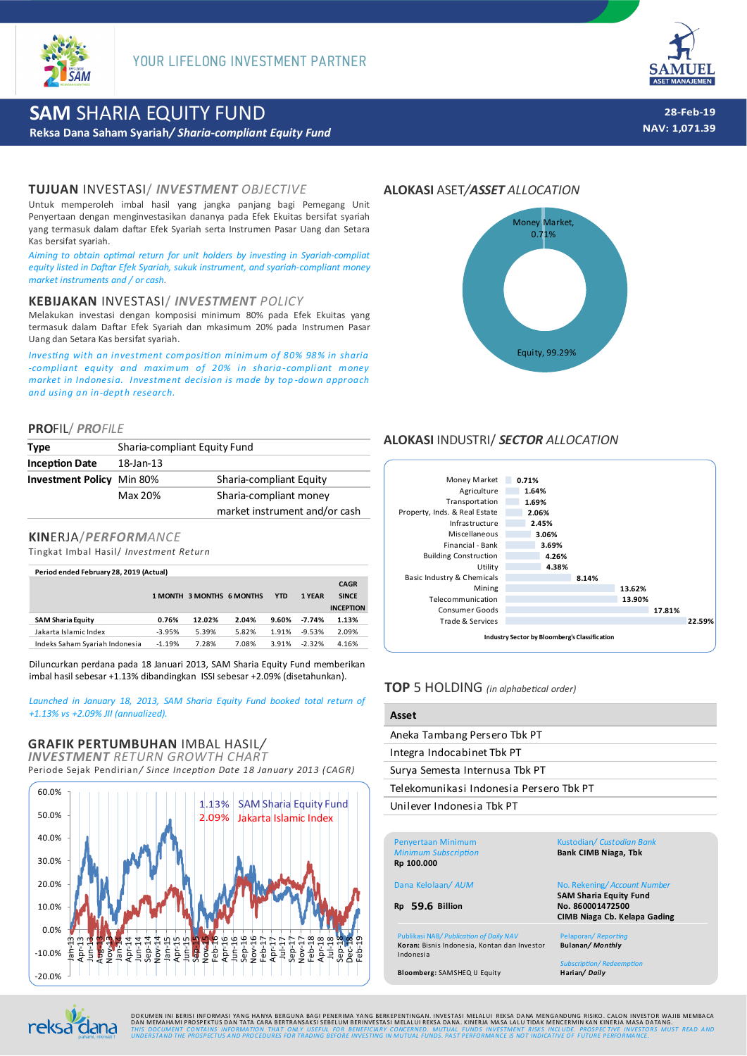YOUR LIFELONG INVESTMENT PARTNER

# SAM SHARIA EQUITY FUND

**Reksa Dana Saham Syariah/ *Sharia-compliant Equity Fund***

**28-Feb-19**
**NAV: 1,071.39**

## TUJUAN INVESTASI/ *INVESTMENT OBJECTIVE*

Untuk memperoleh imbal hasil yang jangka panjang bagi Pemegang Unit Penyertaan dengan menginvestasikan dananya pada Efek Ekuitas bersifat syariah yang termasuk dalam daftar Efek Syariah serta Instrumen Pasar Uang dan Setara Kas bersifat syariah.

*Aiming to obtain optimal return for unit holders by investing in Syariah-compliat equity listed in Daftar Efek Syariah, sukuk instrument, and syariah-compliant money market instruments and / or cash.*

## KEBIJAKAN INVESTASI/ *INVESTMENT POLICY*

Melakukan investasi dengan komposisi minimum 80% pada Efek Ekuitas yang termasuk dalam Daftar Efek Syariah dan mkasimum 20% pada Instrumen Pasar Uang dan Setara Kas bersifat syariah.

*Investing with an investment composition minimum of 80% 98% in sharia -compliant equity and maximum of 20% in sharia-compliant money market in Indonesia. Investment decision is made by top-down approach and using an in-depth research.*

## PROFIL/ *PROFILE*

| | | |
|---|---|---|
| **Type** | Sharia-compliant Equity Fund | |
| **Inception Date** | 18-Jan-13 | |
| **Investment Policy** | Min 80% | Sharia-compliant Equity |
| | Max 20% | Sharia-compliant money market instrument and/or cash |

## KINERJA/*PERFORMANCE*

Tingkat Imbal Hasil/ *Investment Return*

**Period ended February 28, 2019 (Actual)**

| | 1 MONTH | 3 MONTHS | 6 MONTHS | YTD | 1 YEAR | CAGR SINCE INCEPTION |
|---|---|---|---|---|---|---|
| **SAM Sharia Equity** | **0.76%** | **12.02%** | **2.04%** | **9.60%** | **-7.74%** | **1.13%** |
| Jakarta Islamic Index | -3.95% | 5.39% | 5.82% | 1.91% | -9.53% | 2.09% |
| Indeks Saham Syariah Indonesia | -1.19% | 7.28% | 7.08% | 3.91% | -2.32% | 4.16% |

Diluncurkan perdana pada 18 Januari 2013, SAM Sharia Equity Fund memberikan imbal hasil sebesar +1.13% dibandingkan ISSI sebesar +2.09% (disetahunkan).

*Launched in January 18, 2013, SAM Sharia Equity Fund booked total return of +1.13% vs +2.09% JII (annualized).*

## GRAFIK PERTUMBUHAN IMBAL HASIL/ *INVESTMENT RETURN GROWTH CHART*

Periode Sejak Pendirian/ *Since Inception Date 18 January 2013 (CAGR)*

1.13% SAM Sharia Equity Fund
2.09% Jakarta Islamic Index

60.0%, 50.0%, 40.0%, 30.0%, 20.0%, 10.0%, 0.0%, -10.0%, -20.0%

Jan-13, Apr-13, Jun-13, Aug-13, Nov-13, Jan-14, Apr-14, Jun-14, Sep-14, Nov-14, Jan-15, Apr-15, Jun-15, Sep-15, Nov-15, Feb-16, Apr-16, Jun-16, Sep-16, Nov-16, Feb-17, Apr-17, Jul-17, Sep-17, Nov-17, Feb-18, Apr-18, Jul-18, Sep-18, Dec-18, Feb-19

## ALOKASI ASET/*ASSET ALLOCATION*

Money Market, 0.71%
Equity, 99.29%

## ALOKASI INDUSTRI/ *SECTOR ALLOCATION*

Money Market 0.71%
Agriculture 1.64%
Transportation 1.69%
Property, Inds. & Real Estate 2.06%
Infrastructure 2.45%
Miscellaneous 3.06%
Financial - Bank 3.69%
Building Construction 4.26%
Utility 4.38%
Basic Industry & Chemicals 8.14%
Mining 13.62%
Telecommunication 13.90%
Consumer Goods 17.81%
Trade & Services 22.59%

Industry Sector by Bloomberg's Classification

## TOP 5 HOLDING *(in alphabetical order)*

| Asset |
|---|
| Aneka Tambang Persero Tbk PT |
| Integra Indocabinet Tbk PT |
| Surya Semesta Internusa Tbk PT |
| Telekomunikasi Indonesia Persero Tbk PT |
| Unilever Indonesia Tbk PT |

Penyertaan Minimum/ *Minimum Subscription*
**Rp 100.000**

Kustodian/ *Custodian Bank*
**Bank CIMB Niaga, Tbk**

Dana Kelolaan/ *AUM*
**Rp 59.6 Billion**

No. Rekening/ *Account Number*
**SAM Sharia Equity Fund**
**No. 860001472500**
**CIMB Niaga Cb. Kelapa Gading**

Publikasi NAB/ *Publication of Daily NAV*
**Koran:** Bisnis Indonesia, Kontan dan Investor Indonesia

**Bloomberg:** SAMSHEQ IJ Equity

Pelaporan/ *Reporting*
**Bulanan/ *Monthly***

*Subscription/ Redeemption*
**Harian/ *Daily***

DOKUMEN INI BERISI INFORMASI YANG HANYA BERGUNA BAGI PENERIMA YANG BERKEPENTINGAN. INVESTASI MELALUI REKSA DANA MENGANDUNG RISIKO. CALON INVESTOR WAJIB MEMBACA DAN MEMAHAMI PROSPEKTUS DAN TATA CARA BERTRANSAKSI SEBELUM BERINVESTASI MELALUI REKSA DANA. KINERJA MASA LALU TIDAK MENCERMINKAN KINERJA MASA DATANG.
*THIS DOCUMENT CONTAINS INFORMATION THAT ONLY USEFUL FOR BENEFICIARY CONCERNED. MUTUAL FUNDS INVESTMENT RISKS INCLUDE. PROSPECTIVE INVESTORS MUST READ AND UNDERSTAND THE PROSPECTUS AND PROCEDURES FOR TRADING BEFORE INVESTING IN MUTUAL FUNDS. PAST PERFORMANCE IS NOT INDICATIVE OF FUTURE PERFORMANCE.*